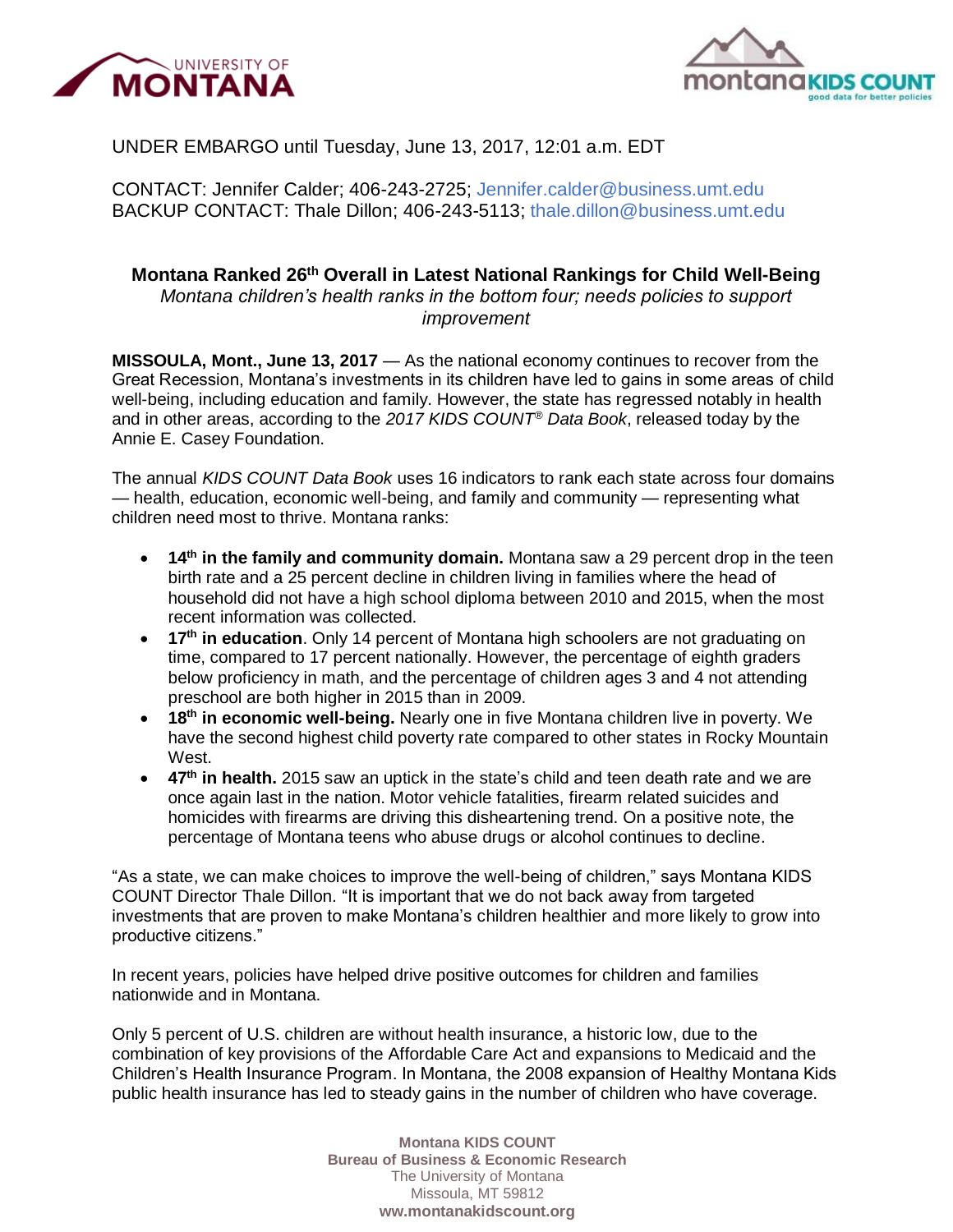UNDER EMBARGO until Tuesday, June 13, 2017, 12:01 a.m. EDT

CONTACT: Jennifer Calder; 406-243-2725; Jennifer.calder@business.umt.edu
BACKUP CONTACT: Thale Dillon; 406-243-5113; thale.dillon@business.umt.edu

# Montana Ranked 26th Overall in Latest National Rankings for Child Well-Being

*Montana children's health ranks in the bottom four; needs policies to support improvement*

**MISSOULA, Mont., June 13, 2017** — As the national economy continues to recover from the Great Recession, Montana's investments in its children have led to gains in some areas of child well-being, including education and family. However, the state has regressed notably in health and in other areas, according to the *2017 KIDS COUNT® Data Book*, released today by the Annie E. Casey Foundation.

The annual *KIDS COUNT Data Book* uses 16 indicators to rank each state across four domains — health, education, economic well-being, and family and community — representing what children need most to thrive. Montana ranks:

- **14th in the family and community domain.** Montana saw a 29 percent drop in the teen birth rate and a 25 percent decline in children living in families where the head of household did not have a high school diploma between 2010 and 2015, when the most recent information was collected.
- **17th in education**. Only 14 percent of Montana high schoolers are not graduating on time, compared to 17 percent nationally. However, the percentage of eighth graders below proficiency in math, and the percentage of children ages 3 and 4 not attending preschool are both higher in 2015 than in 2009.
- **18th in economic well-being.** Nearly one in five Montana children live in poverty. We have the second highest child poverty rate compared to other states in Rocky Mountain West.
- **47th in health.** 2015 saw an uptick in the state's child and teen death rate and we are once again last in the nation. Motor vehicle fatalities, firearm related suicides and homicides with firearms are driving this disheartening trend. On a positive note, the percentage of Montana teens who abuse drugs or alcohol continues to decline.

"As a state, we can make choices to improve the well-being of children," says Montana KIDS COUNT Director Thale Dillon. "It is important that we do not back away from targeted investments that are proven to make Montana's children healthier and more likely to grow into productive citizens."

In recent years, policies have helped drive positive outcomes for children and families nationwide and in Montana.

Only 5 percent of U.S. children are without health insurance, a historic low, due to the combination of key provisions of the Affordable Care Act and expansions to Medicaid and the Children's Health Insurance Program. In Montana, the 2008 expansion of Healthy Montana Kids public health insurance has led to steady gains in the number of children who have coverage.

**Montana KIDS COUNT**
**Bureau of Business & Economic Research**
The University of Montana
Missoula, MT 59812
**www.montanakidscount.org**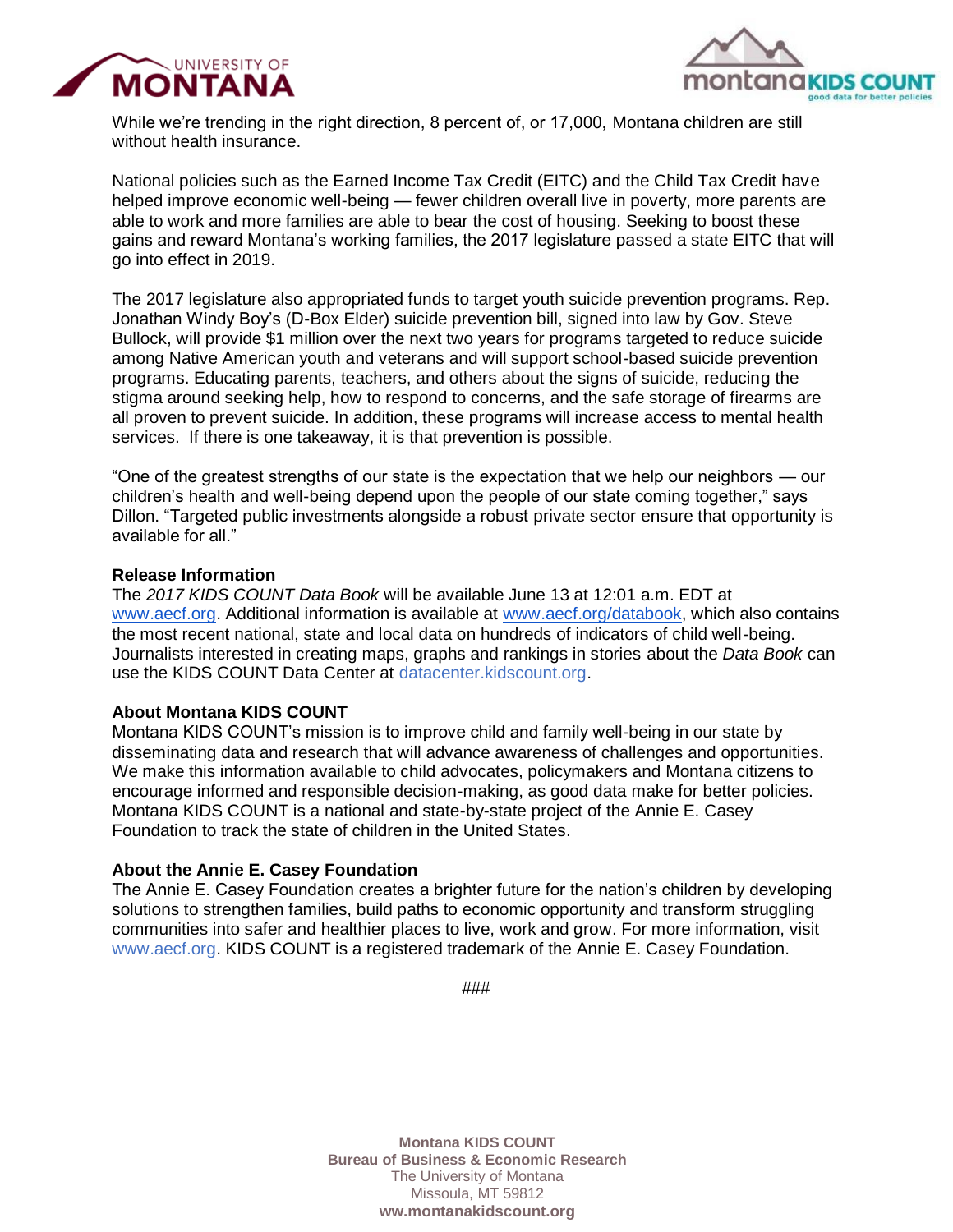While we're trending in the right direction, 8 percent of, or 17,000, Montana children are still without health insurance.

National policies such as the Earned Income Tax Credit (EITC) and the Child Tax Credit have helped improve economic well-being — fewer children overall live in poverty, more parents are able to work and more families are able to bear the cost of housing. Seeking to boost these gains and reward Montana's working families, the 2017 legislature passed a state EITC that will go into effect in 2019.

The 2017 legislature also appropriated funds to target youth suicide prevention programs. Rep. Jonathan Windy Boy's (D-Box Elder) suicide prevention bill, signed into law by Gov. Steve Bullock, will provide $1 million over the next two years for programs targeted to reduce suicide among Native American youth and veterans and will support school-based suicide prevention programs. Educating parents, teachers, and others about the signs of suicide, reducing the stigma around seeking help, how to respond to concerns, and the safe storage of firearms are all proven to prevent suicide. In addition, these programs will increase access to mental health services. If there is one takeaway, it is that prevention is possible.

"One of the greatest strengths of our state is the expectation that we help our neighbors — our children's health and well-being depend upon the people of our state coming together," says Dillon. "Targeted public investments alongside a robust private sector ensure that opportunity is available for all."

**Release Information**

The *2017 KIDS COUNT Data Book* will be available June 13 at 12:01 a.m. EDT at www.aecf.org. Additional information is available at www.aecf.org/databook, which also contains the most recent national, state and local data on hundreds of indicators of child well-being. Journalists interested in creating maps, graphs and rankings in stories about the *Data Book* can use the KIDS COUNT Data Center at datacenter.kidscount.org.

**About Montana KIDS COUNT**

Montana KIDS COUNT's mission is to improve child and family well-being in our state by disseminating data and research that will advance awareness of challenges and opportunities. We make this information available to child advocates, policymakers and Montana citizens to encourage informed and responsible decision-making, as good data make for better policies. Montana KIDS COUNT is a national and state-by-state project of the Annie E. Casey Foundation to track the state of children in the United States.

**About the Annie E. Casey Foundation**

The Annie E. Casey Foundation creates a brighter future for the nation's children by developing solutions to strengthen families, build paths to economic opportunity and transform struggling communities into safer and healthier places to live, work and grow. For more information, visit www.aecf.org. KIDS COUNT is a registered trademark of the Annie E. Casey Foundation.

###

**Montana KIDS COUNT**
**Bureau of Business & Economic Research**
The University of Montana
Missoula, MT 59812
**ww.montanakidscount.org**